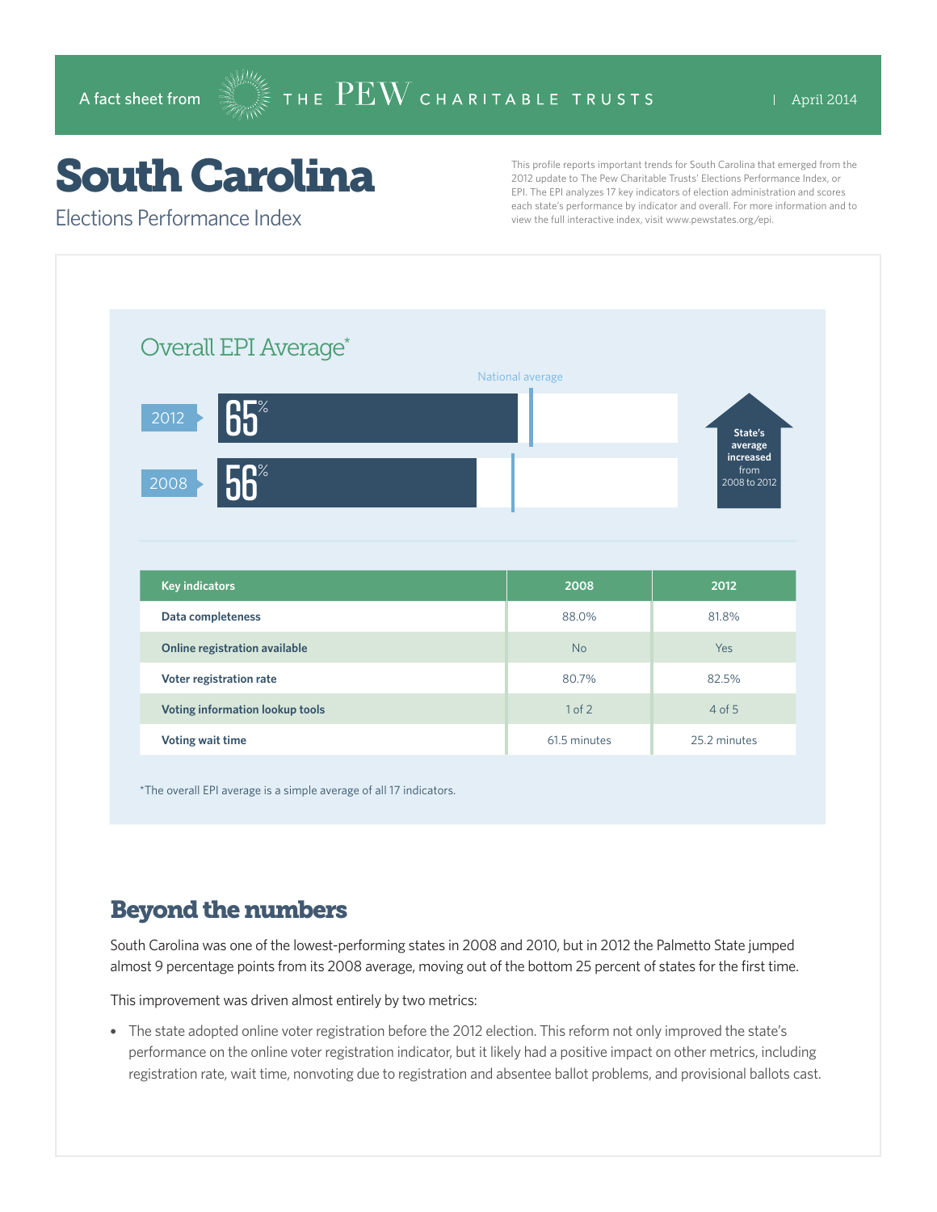A fact sheet from THE PEW CHARITABLE TRUSTS | April 2014

# South Carolina

## Elections Performance Index

This profile reports important trends for South Carolina that emerged from the 2012 update to The Pew Charitable Trusts' Elections Performance Index, or EPI. The EPI analyzes 17 key indicators of election administration and scores each state's performance by indicator and overall. For more information and to view the full interactive index, visit www.pewstates.org/epi.

### Overall EPI Average*

National average

| Year | Overall EPI Average |
|---|---|
| 2012 | 65% |
| 2008 | 56% |

State's average increased from 2008 to 2012

| Key indicators | 2008 | 2012 |
|---|---|---|
| Data completeness | 88.0% | 81.8% |
| Online registration available | No | Yes |
| Voter registration rate | 80.7% | 82.5% |
| Voting information lookup tools | 1 of 2 | 4 of 5 |
| Voting wait time | 61.5 minutes | 25.2 minutes |

*The overall EPI average is a simple average of all 17 indicators.

## Beyond the numbers

South Carolina was one of the lowest-performing states in 2008 and 2010, but in 2012 the Palmetto State jumped almost 9 percentage points from its 2008 average, moving out of the bottom 25 percent of states for the first time.

This improvement was driven almost entirely by two metrics:

- The state adopted online voter registration before the 2012 election. This reform not only improved the state's performance on the online voter registration indicator, but it likely had a positive impact on other metrics, including registration rate, wait time, nonvoting due to registration and absentee ballot problems, and provisional ballots cast.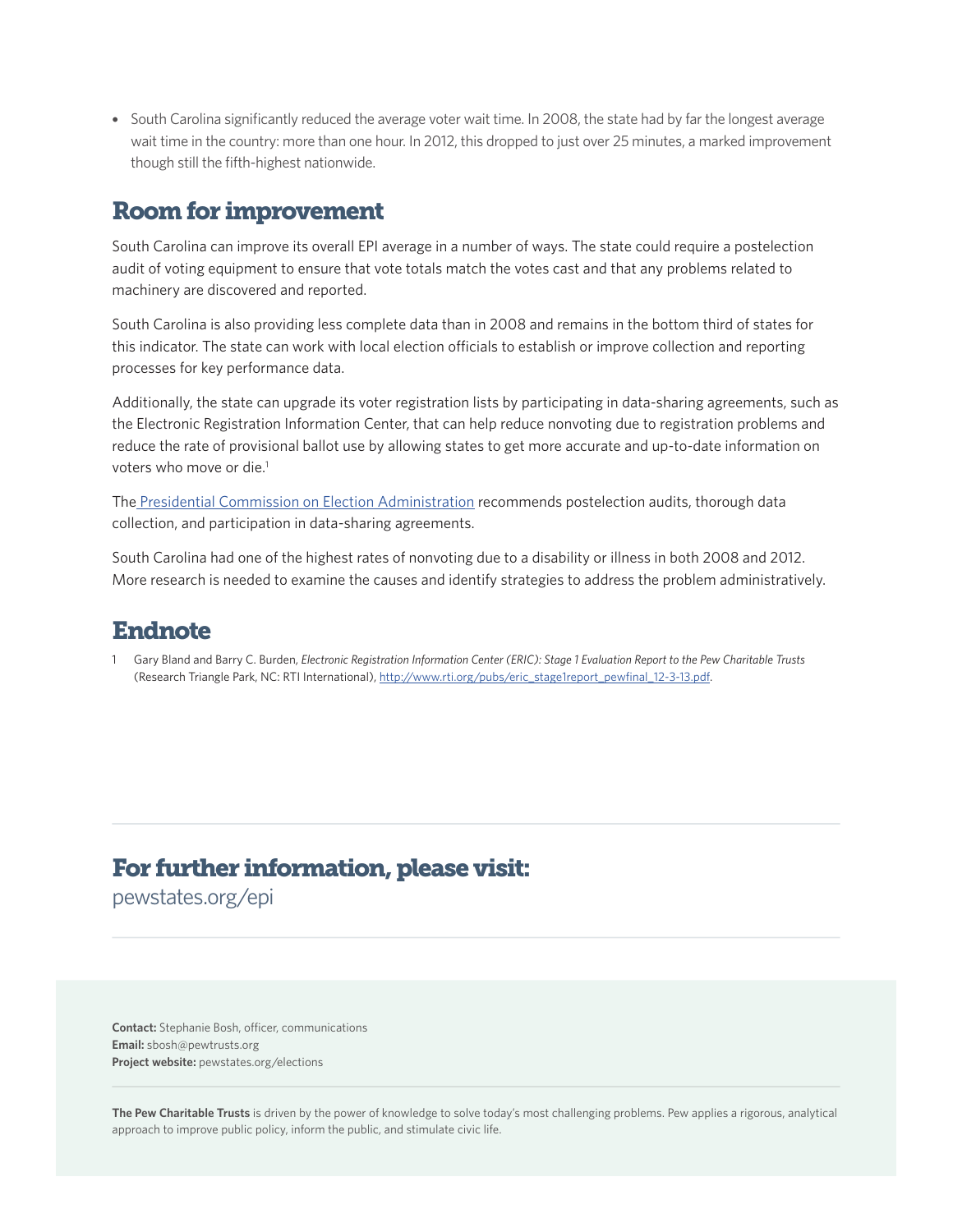- South Carolina significantly reduced the average voter wait time. In 2008, the state had by far the longest average wait time in the country: more than one hour. In 2012, this dropped to just over 25 minutes, a marked improvement though still the fifth-highest nationwide.

## Room for improvement

South Carolina can improve its overall EPI average in a number of ways. The state could require a postelection audit of voting equipment to ensure that vote totals match the votes cast and that any problems related to machinery are discovered and reported.

South Carolina is also providing less complete data than in 2008 and remains in the bottom third of states for this indicator. The state can work with local election officials to establish or improve collection and reporting processes for key performance data.

Additionally, the state can upgrade its voter registration lists by participating in data-sharing agreements, such as the Electronic Registration Information Center, that can help reduce nonvoting due to registration problems and reduce the rate of provisional ballot use by allowing states to get more accurate and up-to-date information on voters who move or die.[1]

The Presidential Commission on Election Administration recommends postelection audits, thorough data collection, and participation in data-sharing agreements.

South Carolina had one of the highest rates of nonvoting due to a disability or illness in both 2008 and 2012. More research is needed to examine the causes and identify strategies to address the problem administratively.

## Endnote

1 Gary Bland and Barry C. Burden, *Electronic Registration Information Center (ERIC): Stage 1 Evaluation Report to the Pew Charitable Trusts* (Research Triangle Park, NC: RTI International), http://www.rti.org/pubs/eric_stage1report_pewfinal_12-3-13.pdf.

## For further information, please visit:

pewstates.org/epi

**Contact:** Stephanie Bosh, officer, communications
**Email:** sbosh@pewtrusts.org
**Project website:** pewstates.org/elections

**The Pew Charitable Trusts** is driven by the power of knowledge to solve today's most challenging problems. Pew applies a rigorous, analytical approach to improve public policy, inform the public, and stimulate civic life.